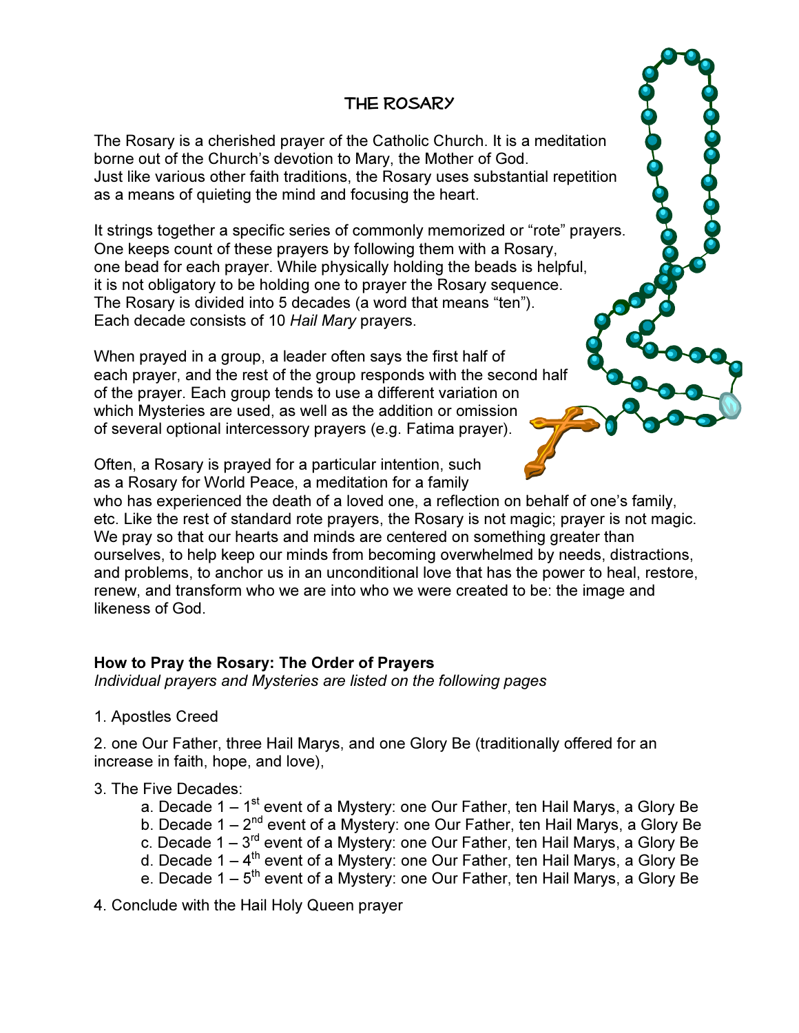# THE ROSARY

The Rosary is a cherished prayer of the Catholic Church. It is a meditation borne out of the Church's devotion to Mary, the Mother of God. Just like various other faith traditions, the Rosary uses substantial repetition as a means of quieting the mind and focusing the heart.

It strings together a specific series of commonly memorized or "rote" prayers. One keeps count of these prayers by following them with a Rosary, one bead for each prayer. While physically holding the beads is helpful, it is not obligatory to be holding one to prayer the Rosary sequence. The Rosary is divided into 5 decades (a word that means "ten"). Each decade consists of 10 *Hail Mary* prayers.

When prayed in a group, a leader often says the first half of each prayer, and the rest of the group responds with the second half of the prayer. Each group tends to use a different variation on which Mysteries are used, as well as the addition or omission of several optional intercessory prayers (e.g. Fatima prayer).

Often, a Rosary is prayed for a particular intention, such as a Rosary for World Peace, a meditation for a family who has experienced the death of a loved one, a reflection on behalf of one's family, etc. Like the rest of standard rote prayers, the Rosary is not magic; prayer is not magic. We pray so that our hearts and minds are centered on something greater than ourselves, to help keep our minds from becoming overwhelmed by needs, distractions, and problems, to anchor us in an unconditional love that has the power to heal, restore, renew, and transform who we are into who we were created to be: the image and likeness of God.

**How to Pray the Rosary: The Order of Prayers**
*Individual prayers and Mysteries are listed on the following pages*

1. Apostles Creed

2. one Our Father, three Hail Marys, and one Glory Be (traditionally offered for an increase in faith, hope, and love),

3. The Five Decades:
    a. Decade 1 – 1st event of a Mystery: one Our Father, ten Hail Marys, a Glory Be
    b. Decade 1 – 2nd event of a Mystery: one Our Father, ten Hail Marys, a Glory Be
    c. Decade 1 – 3rd event of a Mystery: one Our Father, ten Hail Marys, a Glory Be
    d. Decade 1 – 4th event of a Mystery: one Our Father, ten Hail Marys, a Glory Be
    e. Decade 1 – 5th event of a Mystery: one Our Father, ten Hail Marys, a Glory Be

4. Conclude with the Hail Holy Queen prayer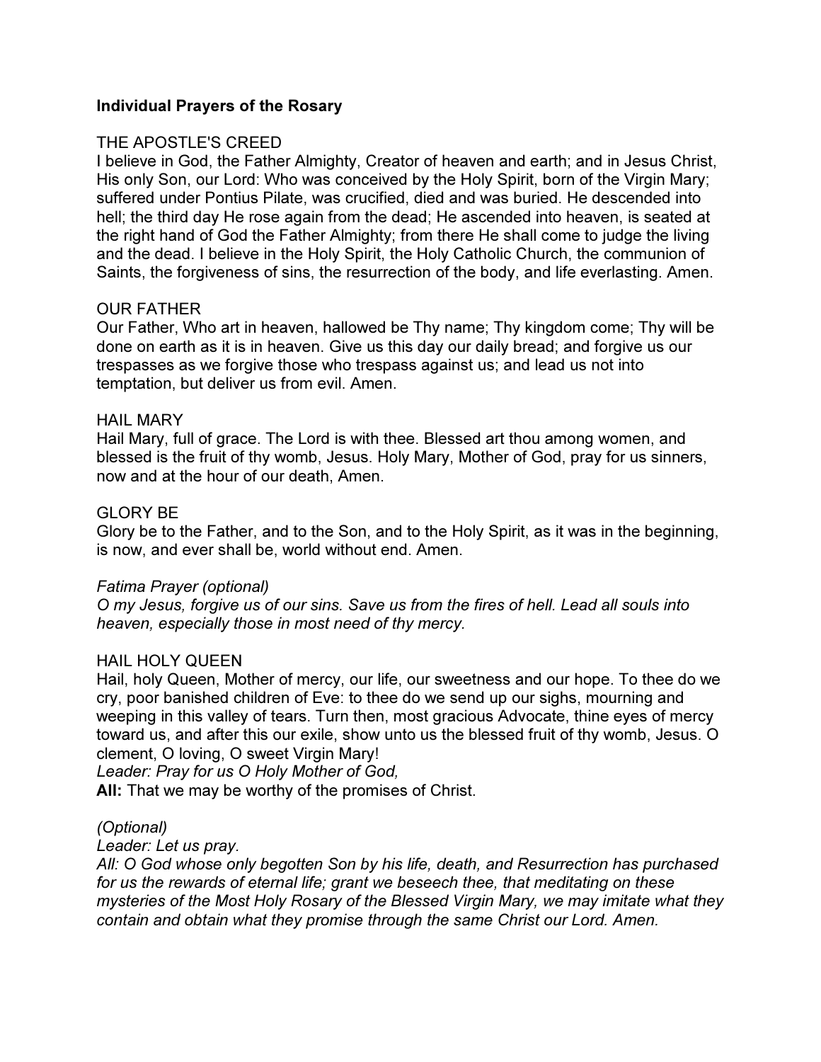**Individual Prayers of the Rosary**

THE APOSTLE'S CREED
I believe in God, the Father Almighty, Creator of heaven and earth; and in Jesus Christ, His only Son, our Lord: Who was conceived by the Holy Spirit, born of the Virgin Mary; suffered under Pontius Pilate, was crucified, died and was buried. He descended into hell; the third day He rose again from the dead; He ascended into heaven, is seated at the right hand of God the Father Almighty; from there He shall come to judge the living and the dead. I believe in the Holy Spirit, the Holy Catholic Church, the communion of Saints, the forgiveness of sins, the resurrection of the body, and life everlasting. Amen.

OUR FATHER
Our Father, Who art in heaven, hallowed be Thy name; Thy kingdom come; Thy will be done on earth as it is in heaven. Give us this day our daily bread; and forgive us our trespasses as we forgive those who trespass against us; and lead us not into temptation, but deliver us from evil. Amen.

HAIL MARY
Hail Mary, full of grace. The Lord is with thee. Blessed art thou among women, and blessed is the fruit of thy womb, Jesus. Holy Mary, Mother of God, pray for us sinners, now and at the hour of our death, Amen.

GLORY BE
Glory be to the Father, and to the Son, and to the Holy Spirit, as it was in the beginning, is now, and ever shall be, world without end. Amen.

*Fatima Prayer (optional)*
*O my Jesus, forgive us of our sins. Save us from the fires of hell. Lead all souls into heaven, especially those in most need of thy mercy.*

HAIL HOLY QUEEN
Hail, holy Queen, Mother of mercy, our life, our sweetness and our hope. To thee do we cry, poor banished children of Eve: to thee do we send up our sighs, mourning and weeping in this valley of tears. Turn then, most gracious Advocate, thine eyes of mercy toward us, and after this our exile, show unto us the blessed fruit of thy womb, Jesus. O clement, O loving, O sweet Virgin Mary!
*Leader: Pray for us O Holy Mother of God,*
**All:** That we may be worthy of the promises of Christ.

*(Optional)*
*Leader: Let us pray.*
*All: O God whose only begotten Son by his life, death, and Resurrection has purchased for us the rewards of eternal life; grant we beseech thee, that meditating on these mysteries of the Most Holy Rosary of the Blessed Virgin Mary, we may imitate what they contain and obtain what they promise through the same Christ our Lord. Amen.*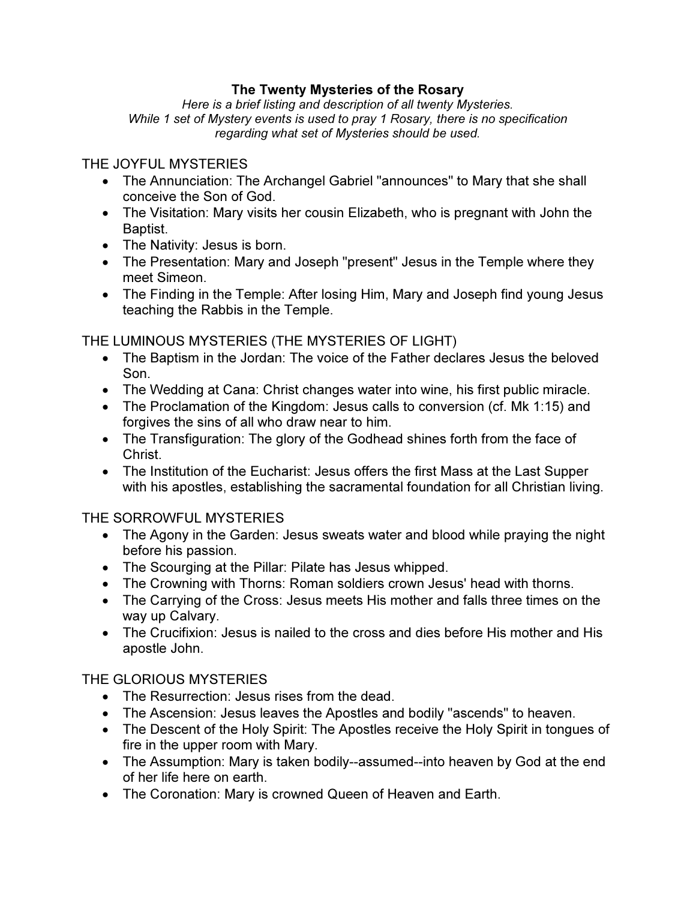# The Twenty Mysteries of the Rosary

*Here is a brief listing and description of all twenty Mysteries.*
*While 1 set of Mystery events is used to pray 1 Rosary, there is no specification regarding what set of Mysteries should be used.*

## THE JOYFUL MYSTERIES

- The Annunciation: The Archangel Gabriel "announces" to Mary that she shall conceive the Son of God.
- The Visitation: Mary visits her cousin Elizabeth, who is pregnant with John the Baptist.
- The Nativity: Jesus is born.
- The Presentation: Mary and Joseph "present" Jesus in the Temple where they meet Simeon.
- The Finding in the Temple: After losing Him, Mary and Joseph find young Jesus teaching the Rabbis in the Temple.

## THE LUMINOUS MYSTERIES (THE MYSTERIES OF LIGHT)

- The Baptism in the Jordan: The voice of the Father declares Jesus the beloved Son.
- The Wedding at Cana: Christ changes water into wine, his first public miracle.
- The Proclamation of the Kingdom: Jesus calls to conversion (cf. Mk 1:15) and forgives the sins of all who draw near to him.
- The Transfiguration: The glory of the Godhead shines forth from the face of Christ.
- The Institution of the Eucharist: Jesus offers the first Mass at the Last Supper with his apostles, establishing the sacramental foundation for all Christian living.

## THE SORROWFUL MYSTERIES

- The Agony in the Garden: Jesus sweats water and blood while praying the night before his passion.
- The Scourging at the Pillar: Pilate has Jesus whipped.
- The Crowning with Thorns: Roman soldiers crown Jesus' head with thorns.
- The Carrying of the Cross: Jesus meets His mother and falls three times on the way up Calvary.
- The Crucifixion: Jesus is nailed to the cross and dies before His mother and His apostle John.

## THE GLORIOUS MYSTERIES

- The Resurrection: Jesus rises from the dead.
- The Ascension: Jesus leaves the Apostles and bodily "ascends" to heaven.
- The Descent of the Holy Spirit: The Apostles receive the Holy Spirit in tongues of fire in the upper room with Mary.
- The Assumption: Mary is taken bodily--assumed--into heaven by God at the end of her life here on earth.
- The Coronation: Mary is crowned Queen of Heaven and Earth.